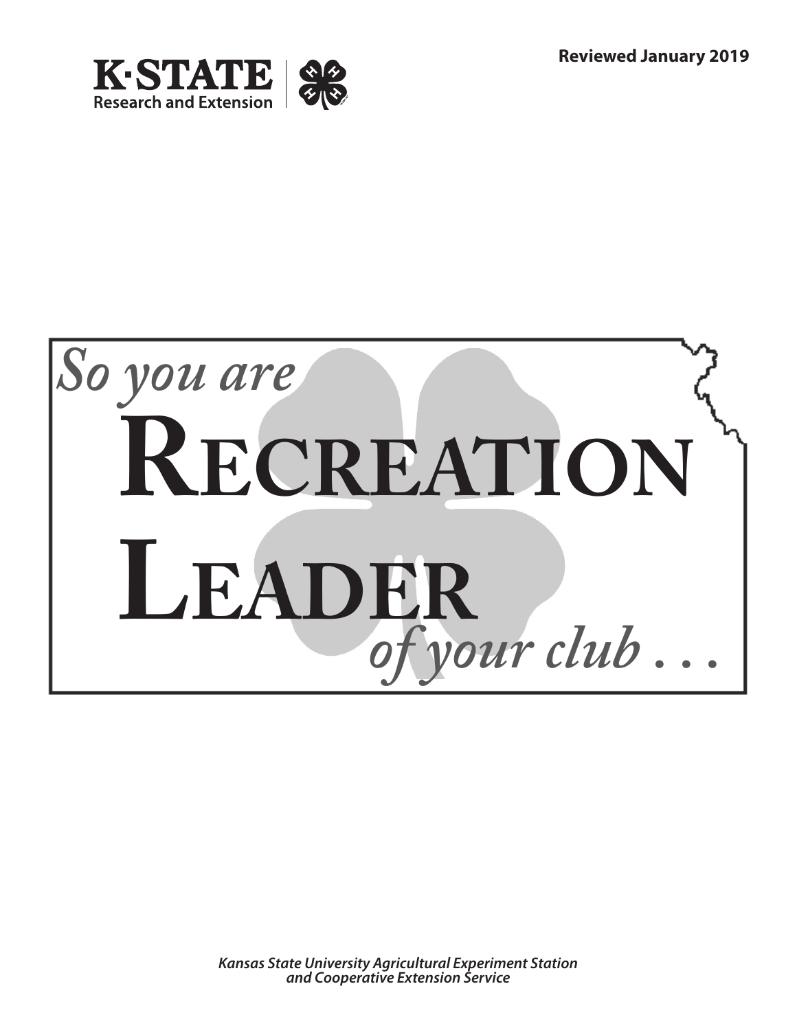Reviewed January 2019

K·STATE Research and Extension

# *So you are* RECREATION LEADER *of your club . . .*

*Kansas State University Agricultural Experiment Station and Cooperative Extension Service*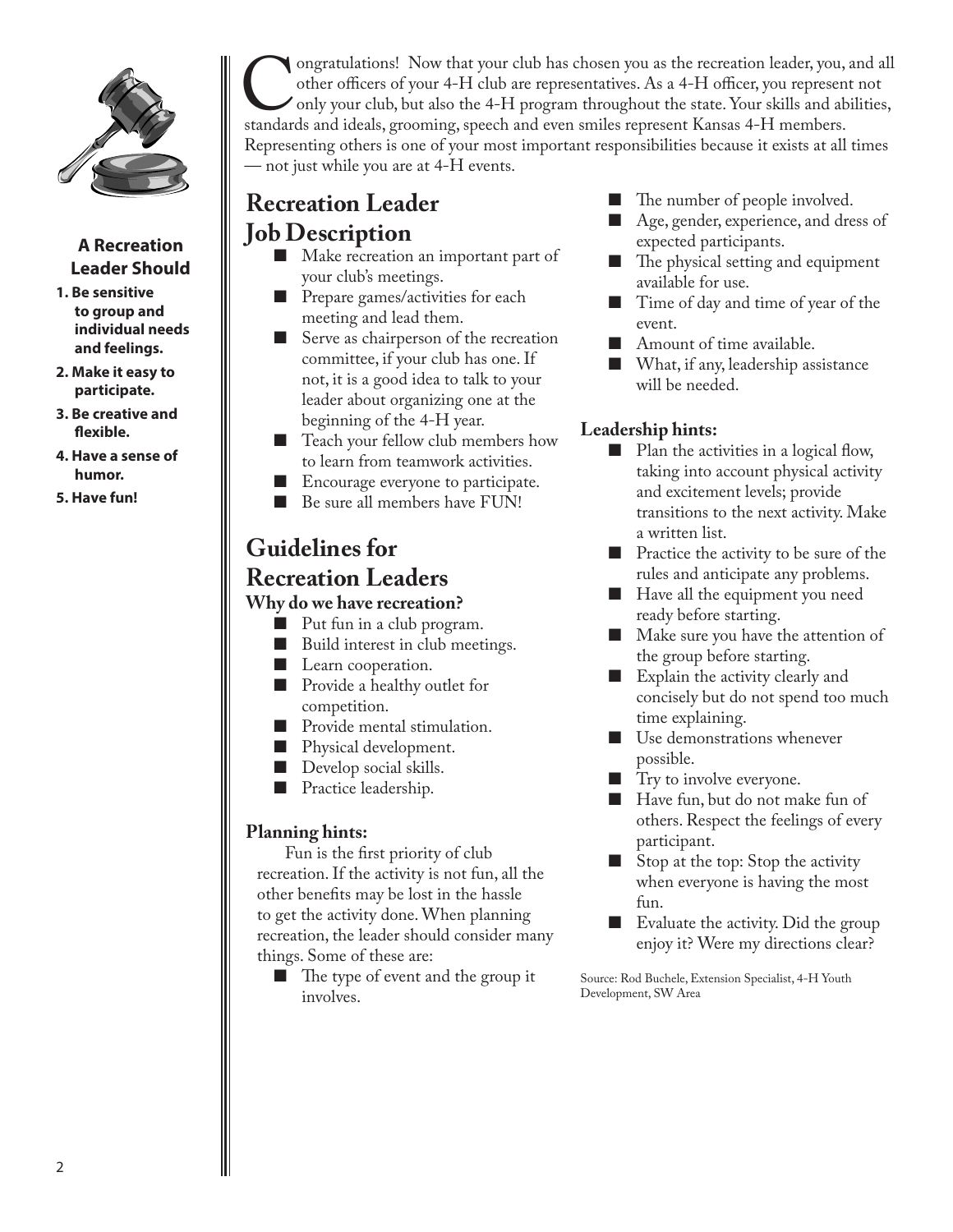### A Recreation Leader Should

1. **Be sensitive to group and individual needs and feelings.**
2. **Make it easy to participate.**
3. **Be creative and flexible.**
4. **Have a sense of humor.**
5. **Have fun!**

Congratulations! Now that your club has chosen you as the recreation leader, you, and all other officers of your 4-H club are representatives. As a 4-H officer, you represent not only your club, but also the 4-H program throughout the state. Your skills and abilities, standards and ideals, grooming, speech and even smiles represent Kansas 4-H members. Representing others is one of your most important responsibilities because it exists at all times — not just while you are at 4-H events.

## Recreation Leader Job Description

- Make recreation an important part of your club's meetings.
- Prepare games/activities for each meeting and lead them.
- Serve as chairperson of the recreation committee, if your club has one. If not, it is a good idea to talk to your leader about organizing one at the beginning of the 4-H year.
- Teach your fellow club members how to learn from teamwork activities.
- Encourage everyone to participate.
- Be sure all members have FUN!

## Guidelines for Recreation Leaders

### Why do we have recreation?

- Put fun in a club program.
- Build interest in club meetings.
- Learn cooperation.
- Provide a healthy outlet for competition.
- Provide mental stimulation.
- Physical development.
- Develop social skills.
- Practice leadership.

### Planning hints:

Fun is the first priority of club recreation. If the activity is not fun, all the other benefits may be lost in the hassle to get the activity done. When planning recreation, the leader should consider many things. Some of these are:

- The type of event and the group it involves.
- The number of people involved.
- Age, gender, experience, and dress of expected participants.
- The physical setting and equipment available for use.
- Time of day and time of year of the event.
- Amount of time available.
- What, if any, leadership assistance will be needed.

### Leadership hints:

- Plan the activities in a logical flow, taking into account physical activity and excitement levels; provide transitions to the next activity. Make a written list.
- Practice the activity to be sure of the rules and anticipate any problems.
- Have all the equipment you need ready before starting.
- Make sure you have the attention of the group before starting.
- Explain the activity clearly and concisely but do not spend too much time explaining.
- Use demonstrations whenever possible.
- Try to involve everyone.
- Have fun, but do not make fun of others. Respect the feelings of every participant.
- Stop at the top: Stop the activity when everyone is having the most fun.
- Evaluate the activity. Did the group enjoy it? Were my directions clear?

Source: Rod Buchele, Extension Specialist, 4-H Youth Development, SW Area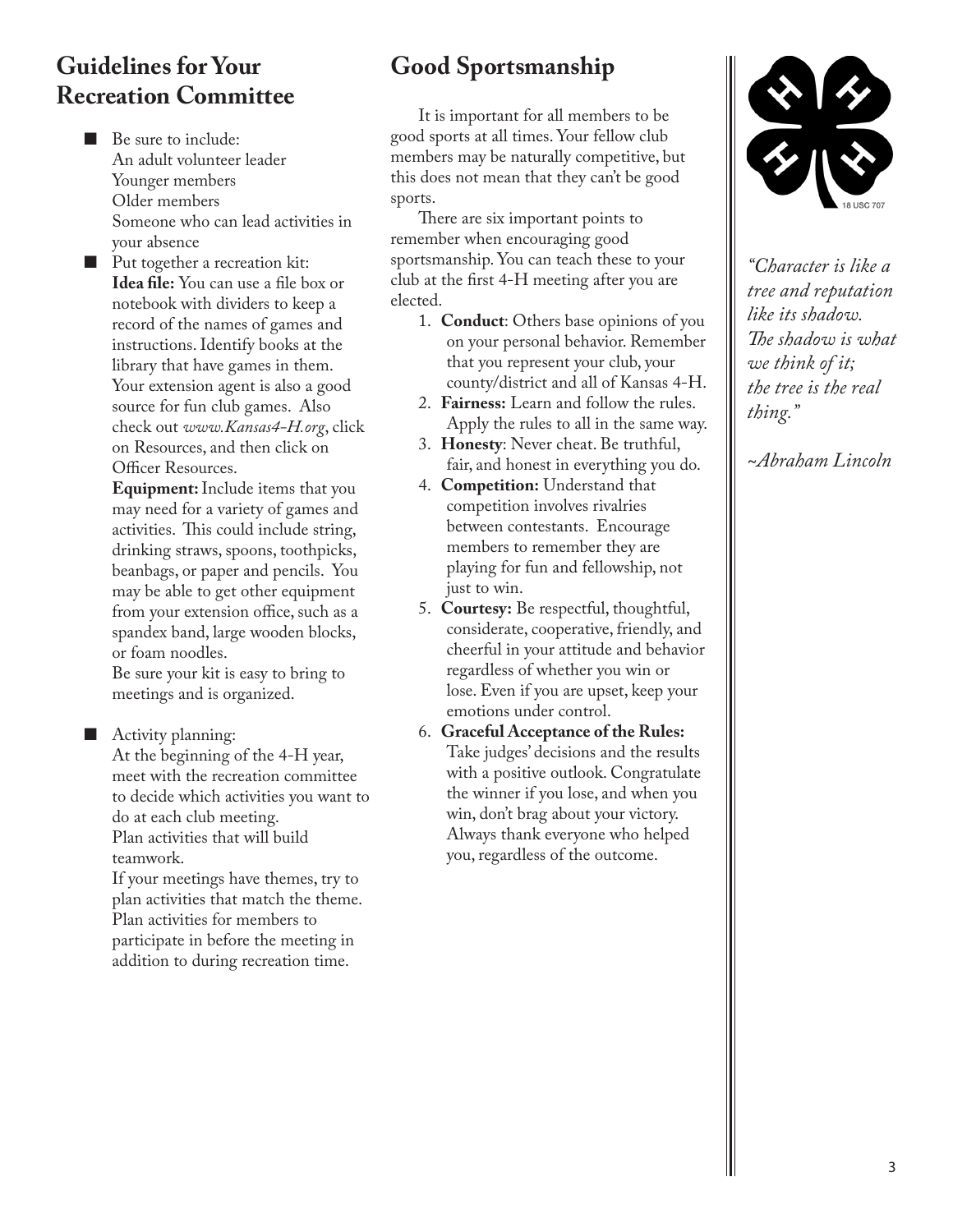## Guidelines for Your Recreation Committee

- Be sure to include:
  An adult volunteer leader
  Younger members
  Older members
  Someone who can lead activities in your absence
- Put together a recreation kit:
  **Idea file:** You can use a file box or notebook with dividers to keep a record of the names of games and instructions. Identify books at the library that have games in them. Your extension agent is also a good source for fun club games. Also check out *www.Kansas4-H.org*, click on Resources, and then click on Officer Resources.
  **Equipment:** Include items that you may need for a variety of games and activities. This could include string, drinking straws, spoons, toothpicks, beanbags, or paper and pencils. You may be able to get other equipment from your extension office, such as a spandex band, large wooden blocks, or foam noodles.
  Be sure your kit is easy to bring to meetings and is organized.
- Activity planning:
  At the beginning of the 4-H year, meet with the recreation committee to decide which activities you want to do at each club meeting.
  Plan activities that will build teamwork.
  If your meetings have themes, try to plan activities that match the theme.
  Plan activities for members to participate in before the meeting in addition to during recreation time.

## Good Sportsmanship

It is important for all members to be good sports at all times. Your fellow club members may be naturally competitive, but this does not mean that they can't be good sports.

There are six important points to remember when encouraging good sportsmanship. You can teach these to your club at the first 4-H meeting after you are elected.

1. **Conduct**: Others base opinions of you on your personal behavior. Remember that you represent your club, your county/district and all of Kansas 4-H.
2. **Fairness:** Learn and follow the rules. Apply the rules to all in the same way.
3. **Honesty**: Never cheat. Be truthful, fair, and honest in everything you do.
4. **Competition:** Understand that competition involves rivalries between contestants. Encourage members to remember they are playing for fun and fellowship, not just to win.
5. **Courtesy:** Be respectful, thoughtful, considerate, cooperative, friendly, and cheerful in your attitude and behavior regardless of whether you win or lose. Even if you are upset, keep your emotions under control.
6. **Graceful Acceptance of the Rules:** Take judges' decisions and the results with a positive outlook. Congratulate the winner if you lose, and when you win, don't brag about your victory. Always thank everyone who helped you, regardless of the outcome.

18 USC 707

*"Character is like a tree and reputation like its shadow. The shadow is what we think of it; the tree is the real thing."*

*~Abraham Lincoln*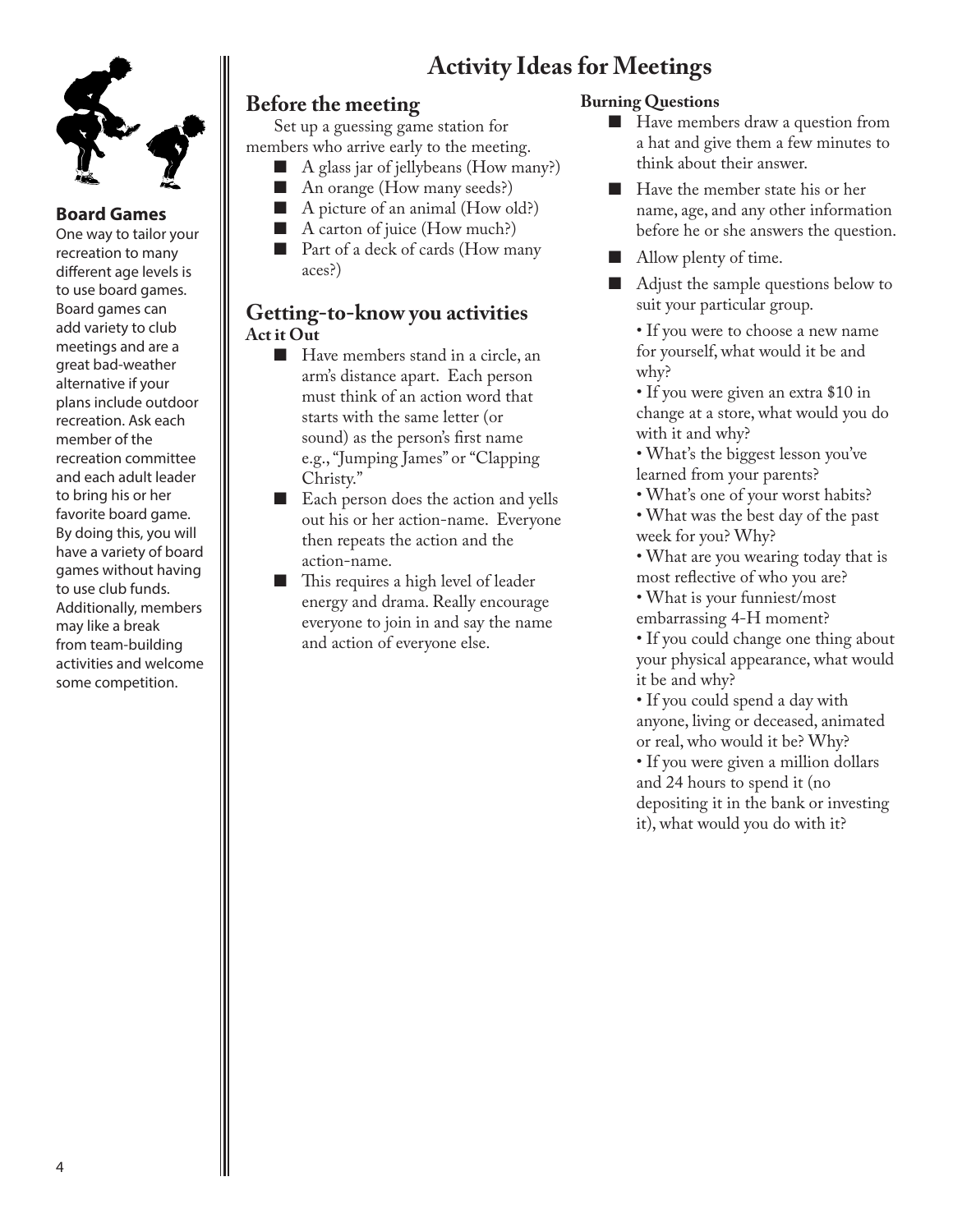# Activity Ideas for Meetings

## Before the meeting

Set up a guessing game station for members who arrive early to the meeting.

- A glass jar of jellybeans (How many?)
- An orange (How many seeds?)
- A picture of an animal (How old?)
- A carton of juice (How much?)
- Part of a deck of cards (How many aces?)

## Getting-to-know you activities

**Act it Out**

- Have members stand in a circle, an arm's distance apart. Each person must think of an action word that starts with the same letter (or sound) as the person's first name e.g., "Jumping James" or "Clapping Christy."
- Each person does the action and yells out his or her action-name. Everyone then repeats the action and the action-name.
- This requires a high level of leader energy and drama. Really encourage everyone to join in and say the name and action of everyone else.

**Burning Questions**

- Have members draw a question from a hat and give them a few minutes to think about their answer.
- Have the member state his or her name, age, and any other information before he or she answers the question.
- Allow plenty of time.
- Adjust the sample questions below to suit your particular group.

  • If you were to choose a new name for yourself, what would it be and why?
  • If you were given an extra $10 in change at a store, what would you do with it and why?
  • What's the biggest lesson you've learned from your parents?
  • What's one of your worst habits?
  • What was the best day of the past week for you? Why?
  • What are you wearing today that is most reflective of who you are?
  • What is your funniest/most embarrassing 4-H moment?
  • If you could change one thing about your physical appearance, what would it be and why?
  • If you could spend a day with anyone, living or deceased, animated or real, who would it be? Why?
  • If you were given a million dollars and 24 hours to spend it (no depositing it in the bank or investing it), what would you do with it?

**Board Games**

One way to tailor your recreation to many different age levels is to use board games. Board games can add variety to club meetings and are a great bad-weather alternative if your plans include outdoor recreation. Ask each member of the recreation committee and each adult leader to bring his or her favorite board game. By doing this, you will have a variety of board games without having to use club funds. Additionally, members may like a break from team-building activities and welcome some competition.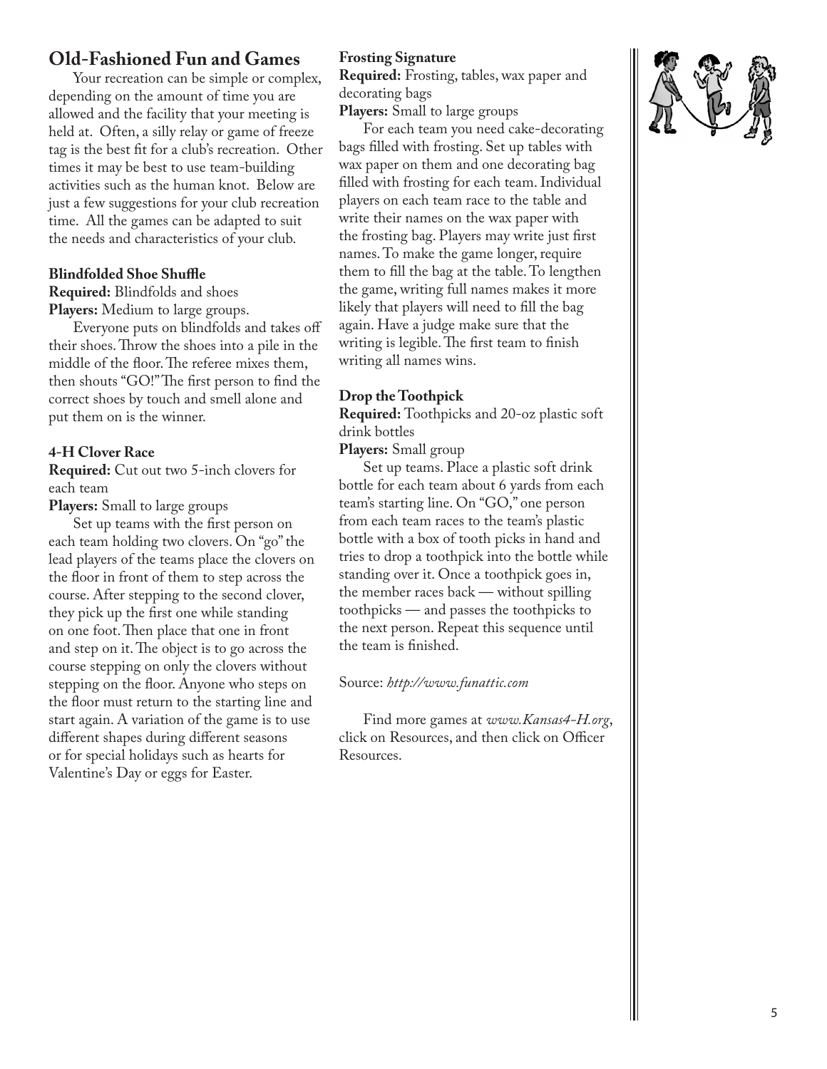## Old-Fashioned Fun and Games

Your recreation can be simple or complex, depending on the amount of time you are allowed and the facility that your meeting is held at. Often, a silly relay or game of freeze tag is the best fit for a club's recreation. Other times it may be best to use team-building activities such as the human knot. Below are just a few suggestions for your club recreation time. All the games can be adapted to suit the needs and characteristics of your club.

### Blindfolded Shoe Shuffle

**Required:** Blindfolds and shoes
**Players:** Medium to large groups.

Everyone puts on blindfolds and takes off their shoes. Throw the shoes into a pile in the middle of the floor. The referee mixes them, then shouts "GO!" The first person to find the correct shoes by touch and smell alone and put them on is the winner.

### 4-H Clover Race

**Required:** Cut out two 5-inch clovers for each team
**Players:** Small to large groups

Set up teams with the first person on each team holding two clovers. On "go" the lead players of the teams place the clovers on the floor in front of them to step across the course. After stepping to the second clover, they pick up the first one while standing on one foot. Then place that one in front and step on it. The object is to go across the course stepping on only the clovers without stepping on the floor. Anyone who steps on the floor must return to the starting line and start again. A variation of the game is to use different shapes during different seasons or for special holidays such as hearts for Valentine's Day or eggs for Easter.

### Frosting Signature

**Required:** Frosting, tables, wax paper and decorating bags
**Players:** Small to large groups

For each team you need cake-decorating bags filled with frosting. Set up tables with wax paper on them and one decorating bag filled with frosting for each team. Individual players on each team race to the table and write their names on the wax paper with the frosting bag. Players may write just first names. To make the game longer, require them to fill the bag at the table. To lengthen the game, writing full names makes it more likely that players will need to fill the bag again. Have a judge make sure that the writing is legible. The first team to finish writing all names wins.

### Drop the Toothpick

**Required:** Toothpicks and 20-oz plastic soft drink bottles
**Players:** Small group

Set up teams. Place a plastic soft drink bottle for each team about 6 yards from each team's starting line. On "GO," one person from each team races to the team's plastic bottle with a box of tooth picks in hand and tries to drop a toothpick into the bottle while standing over it. Once a toothpick goes in, the member races back — without spilling toothpicks — and passes the toothpicks to the next person. Repeat this sequence until the team is finished.

Source: *http://www.funattic.com*

Find more games at *www.Kansas4-H.org*, click on Resources, and then click on Officer Resources.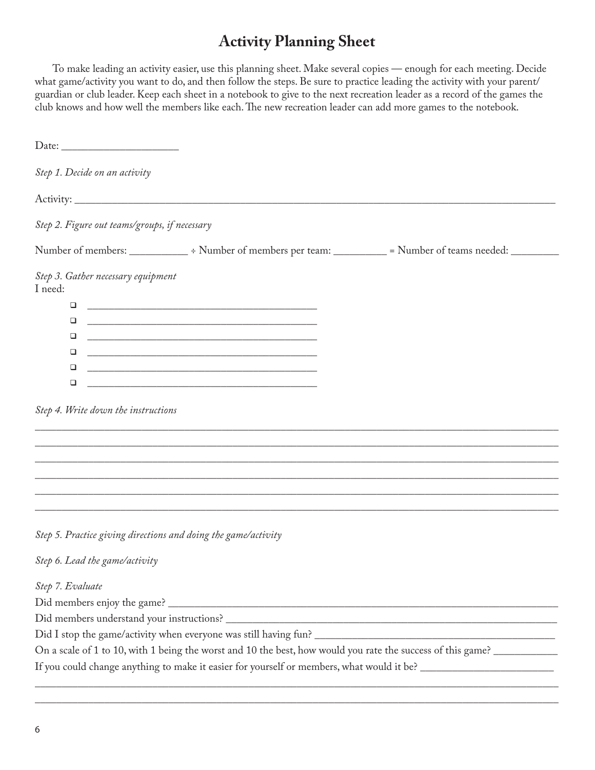# Activity Planning Sheet

To make leading an activity easier, use this planning sheet. Make several copies — enough for each meeting. Decide what game/activity you want to do, and then follow the steps. Be sure to practice leading the activity with your parent/guardian or club leader. Keep each sheet in a notebook to give to the next recreation leader as a record of the games the club knows and how well the members like each. The new recreation leader can add more games to the notebook.

Date: ____________________

*Step 1. Decide on an activity*

Activity: ________________________________________________________________________________

*Step 2. Figure out teams/groups, if necessary*

Number of members: __________ ÷ Number of members per team: _________ = Number of teams needed: ________

*Step 3. Gather necessary equipment*

I need:

- [ ] ________________________________________
- [ ] ________________________________________
- [ ] ________________________________________
- [ ] ________________________________________
- [ ] ________________________________________
- [ ] ________________________________________

*Step 4. Write down the instructions*

____________________________________________________________________________________________

____________________________________________________________________________________________

____________________________________________________________________________________________

____________________________________________________________________________________________

____________________________________________________________________________________________

____________________________________________________________________________________________

*Step 5. Practice giving directions and doing the game/activity*

*Step 6. Lead the game/activity*

*Step 7. Evaluate*

Did members enjoy the game? ______________________________________________________________

Did members understand your instructions? _________________________________________________

Did I stop the game/activity when everyone was still having fun? ____________________________________

On a scale of 1 to 10, with 1 being the worst and 10 the best, how would you rate the success of this game? __________

If you could change anything to make it easier for yourself or members, what would it be? ______________________

____________________________________________________________________________________________

____________________________________________________________________________________________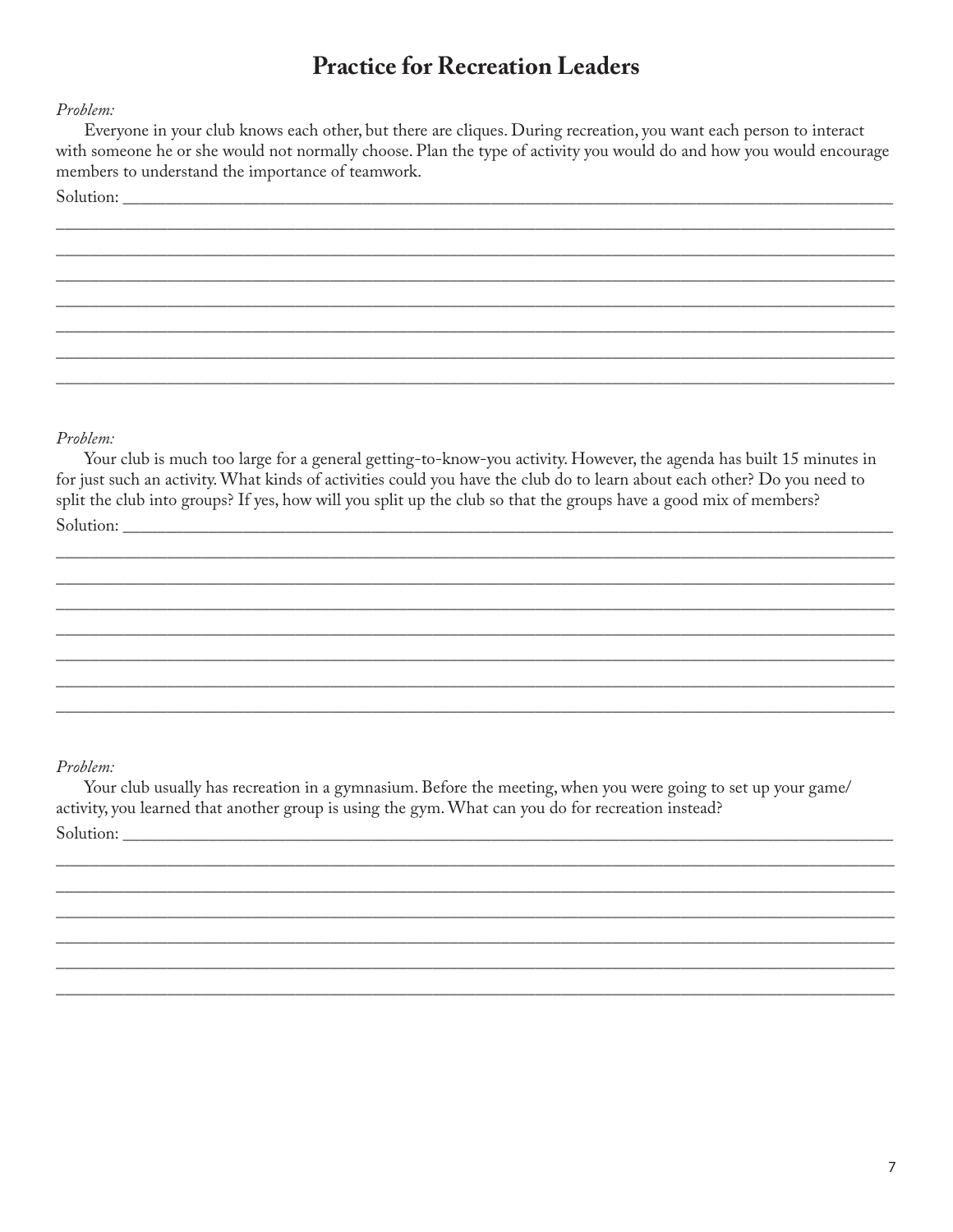# Practice for Recreation Leaders

*Problem:*

Everyone in your club knows each other, but there are cliques. During recreation, you want each person to interact with someone he or she would not normally choose. Plan the type of activity you would do and how you would encourage members to understand the importance of teamwork.

Solution: ______________________________________________________________________________

_____________________________________________________________________________________

_____________________________________________________________________________________

_____________________________________________________________________________________

_____________________________________________________________________________________

_____________________________________________________________________________________

_____________________________________________________________________________________

_____________________________________________________________________________________

*Problem:*

Your club is much too large for a general getting-to-know-you activity. However, the agenda has built 15 minutes in for just such an activity. What kinds of activities could you have the club do to learn about each other? Do you need to split the club into groups? If yes, how will you split up the club so that the groups have a good mix of members?

Solution: ______________________________________________________________________________

_____________________________________________________________________________________

_____________________________________________________________________________________

_____________________________________________________________________________________

_____________________________________________________________________________________

_____________________________________________________________________________________

_____________________________________________________________________________________

_____________________________________________________________________________________

*Problem:*

Your club usually has recreation in a gymnasium. Before the meeting, when you were going to set up your game/activity, you learned that another group is using the gym. What can you do for recreation instead?

Solution: ______________________________________________________________________________

_____________________________________________________________________________________

_____________________________________________________________________________________

_____________________________________________________________________________________

_____________________________________________________________________________________

_____________________________________________________________________________________

_____________________________________________________________________________________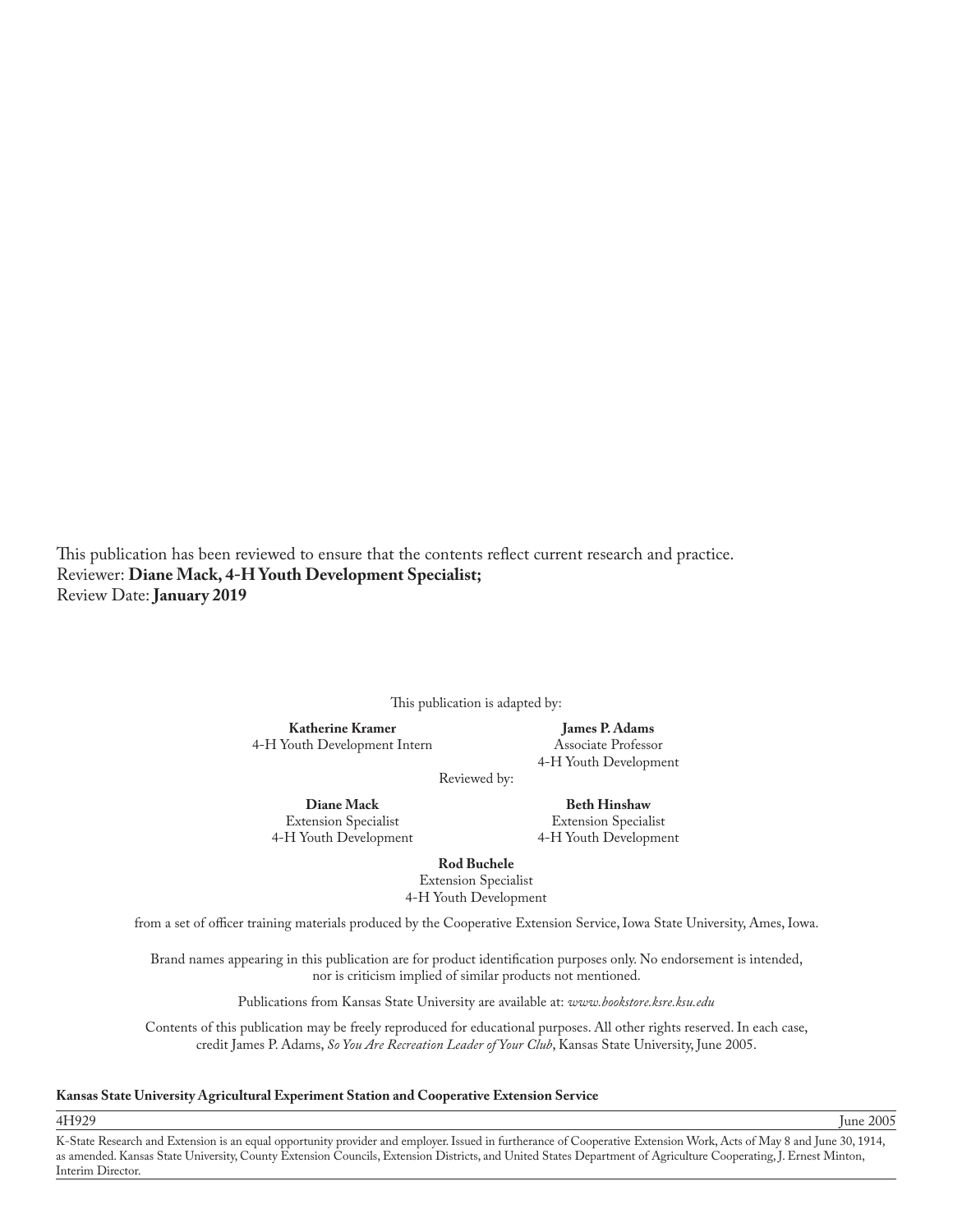This publication has been reviewed to ensure that the contents reflect current research and practice.
Reviewer: **Diane Mack, 4-H Youth Development Specialist;**
Review Date: **January 2019**

This publication is adapted by:

**Katherine Kramer**
4-H Youth Development Intern

**James P. Adams**
Associate Professor
4-H Youth Development

Reviewed by:

**Diane Mack**
Extension Specialist
4-H Youth Development

**Beth Hinshaw**
Extension Specialist
4-H Youth Development

**Rod Buchele**
Extension Specialist
4-H Youth Development

from a set of officer training materials produced by the Cooperative Extension Service, Iowa State University, Ames, Iowa.

Brand names appearing in this publication are for product identification purposes only. No endorsement is intended, nor is criticism implied of similar products not mentioned.

Publications from Kansas State University are available at: *www.bookstore.ksre.ksu.edu*

Contents of this publication may be freely reproduced for educational purposes. All other rights reserved. In each case, credit James P. Adams, *So You Are Recreation Leader of Your Club*, Kansas State University, June 2005.

**Kansas State University Agricultural Experiment Station and Cooperative Extension Service**

4H929 June 2005

K-State Research and Extension is an equal opportunity provider and employer. Issued in furtherance of Cooperative Extension Work, Acts of May 8 and June 30, 1914, as amended. Kansas State University, County Extension Councils, Extension Districts, and United States Department of Agriculture Cooperating, J. Ernest Minton, Interim Director.